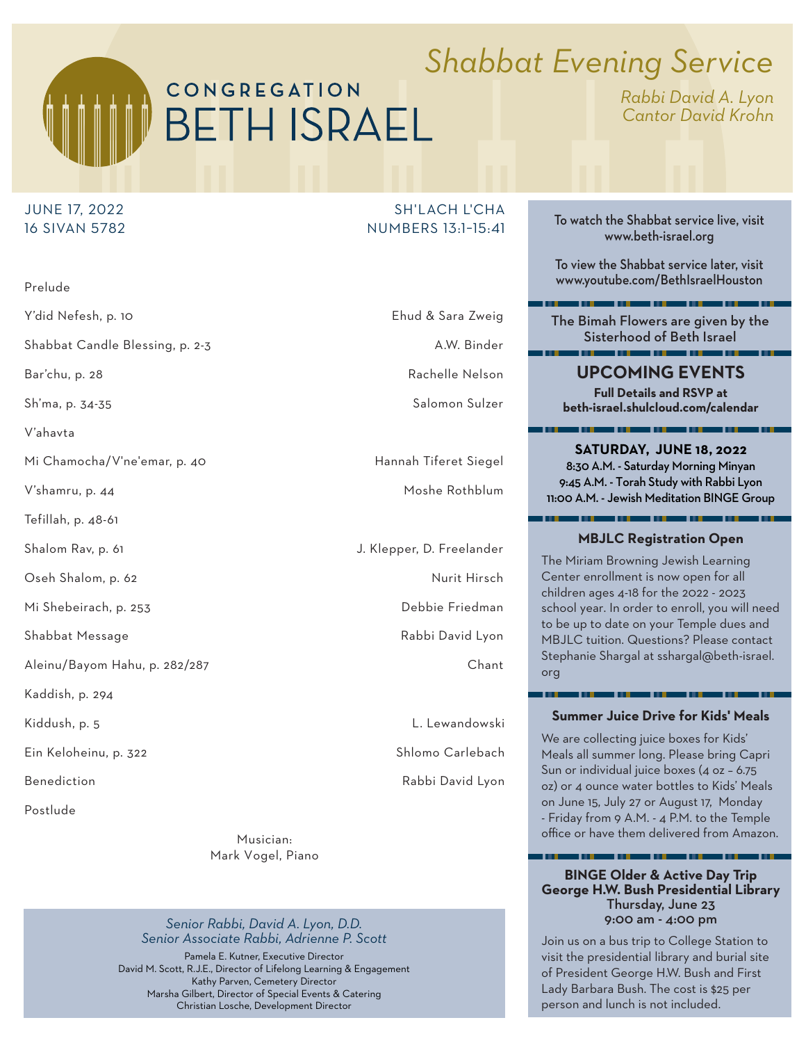# Congregation Beth Israel

## *Shabbat Evening Service*

*Rabbi David A. Lyon*
*Cantor David Krohn*

JUNE 17, 2022
16 SIVAN 5782

SH'LACH L'CHA
NUMBERS 13:1–15:41

| | |
|---|---|
| Prelude | |
| Y'did Nefesh, p. 10 | Ehud & Sara Zweig |
| Shabbat Candle Blessing, p. 2-3 | A.W. Binder |
| Bar'chu, p. 28 | Rachelle Nelson |
| Sh'ma, p. 34-35 | Salomon Sulzer |
| V'ahavta | |
| Mi Chamocha/V'ne'emar, p. 40 | Hannah Tiferet Siegel |
| V'shamru, p. 44 | Moshe Rothblum |
| Tefillah, p. 48-61 | |
| Shalom Rav, p. 61 | J. Klepper, D. Freelander |
| Oseh Shalom, p. 62 | Nurit Hirsch |
| Mi Shebeirach, p. 253 | Debbie Friedman |
| Shabbat Message | Rabbi David Lyon |
| Aleinu/Bayom Hahu, p. 282/287 | Chant |
| Kaddish, p. 294 | |
| Kiddush, p. 5 | L. Lewandowski |
| Ein Keloheinu, p. 322 | Shlomo Carlebach |
| Benediction | Rabbi David Lyon |
| Postlude | |

Musician:
Mark Vogel, Piano

*Senior Rabbi, David A. Lyon, D.D.*
*Senior Associate Rabbi, Adrienne P. Scott*

Pamela E. Kutner, Executive Director
David M. Scott, R.J.E., Director of Lifelong Learning & Engagement
Kathy Parven, Cemetery Director
Marsha Gilbert, Director of Special Events & Catering
Christian Losche, Development Director

---

To watch the Shabbat service live, visit www.beth-israel.org

To view the Shabbat service later, visit www.youtube.com/BethIsraelHouston

The Bimah Flowers are given by the Sisterhood of Beth Israel

## UPCOMING EVENTS

**Full Details and RSVP at beth-israel.shulcloud.com/calendar**

**SATURDAY, JUNE 18, 2022**
8:30 A.M. - Saturday Morning Minyan
9:45 A.M. - Torah Study with Rabbi Lyon
11:00 A.M. - Jewish Meditation BINGE Group

### MBJLC Registration Open

The Miriam Browning Jewish Learning Center enrollment is now open for all children ages 4-18 for the 2022 - 2023 school year. In order to enroll, you will need to be up to date on your Temple dues and MBJLC tuition. Questions? Please contact Stephanie Shargal at sshargal@beth-israel.org

### Summer Juice Drive for Kids' Meals

We are collecting juice boxes for Kids' Meals all summer long. Please bring Capri Sun or individual juice boxes (4 oz – 6.75 oz) or 4 ounce water bottles to Kids' Meals on June 15, July 27 or August 17, Monday - Friday from 9 A.M. - 4 P.M. to the Temple office or have them delivered from Amazon.

### BINGE Older & Active Day Trip George H.W. Bush Presidential Library

**Thursday, June 23**
**9:00 am - 4:00 pm**

Join us on a bus trip to College Station to visit the presidential library and burial site of President George H.W. Bush and First Lady Barbara Bush. The cost is $25 per person and lunch is not included.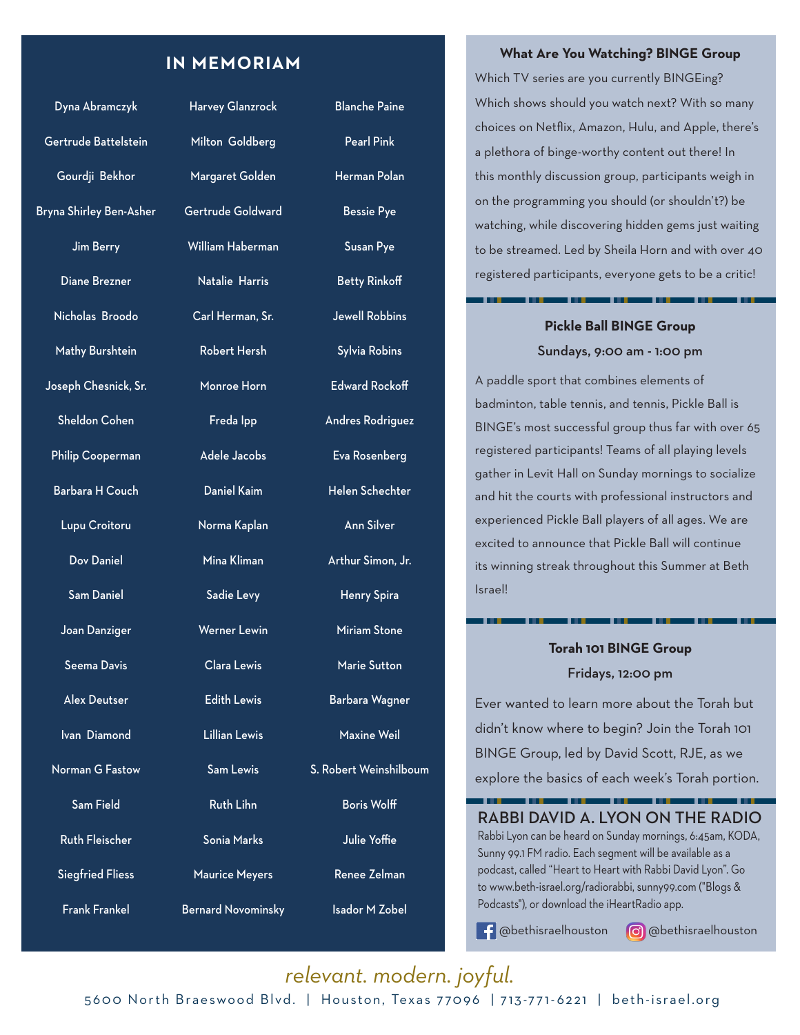## IN MEMORIAM

Dyna Abramczyk
Gertrude Battelstein
Gourdji Bekhor
Bryna Shirley Ben-Asher
Jim Berry
Diane Brezner
Nicholas Broodo
Mathy Burshtein
Joseph Chesnick, Sr.
Sheldon Cohen
Philip Cooperman
Barbara H Couch
Lupu Croitoru
Dov Daniel
Sam Daniel
Joan Danziger
Seema Davis
Alex Deutser
Ivan Diamond
Norman G Fastow
Sam Field
Ruth Fleischer
Siegfried Fliess
Frank Frankel
Harvey Glanzrock
Milton Goldberg
Margaret Golden
Gertrude Goldward
William Haberman
Natalie Harris
Carl Herman, Sr.
Robert Hersh
Monroe Horn
Freda Ipp
Adele Jacobs
Daniel Kaim
Norma Kaplan
Mina Kliman
Sadie Levy
Werner Lewin
Clara Lewis
Edith Lewis
Lillian Lewis
Sam Lewis
Ruth Lihn
Sonia Marks
Maurice Meyers
Bernard Novominsky
Blanche Paine
Pearl Pink
Herman Polan
Bessie Pye
Susan Pye
Betty Rinkoff
Jewell Robbins
Sylvia Robins
Edward Rockoff
Andres Rodriguez
Eva Rosenberg
Helen Schechter
Ann Silver
Arthur Simon, Jr.
Henry Spira
Miriam Stone
Marie Sutton
Barbara Wagner
Maxine Weil
S. Robert Weinshilboum
Boris Wolff
Julie Yoffie
Renee Zelman
Isador M Zobel

### What Are You Watching? BINGE Group

Which TV series are you currently BINGEing? Which shows should you watch next? With so many choices on Netflix, Amazon, Hulu, and Apple, there's a plethora of binge-worthy content out there! In this monthly discussion group, participants weigh in on the programming you should (or shouldn't?) be watching, while discovering hidden gems just waiting to be streamed. Led by Sheila Horn and with over 40 registered participants, everyone gets to be a critic!

### Pickle Ball BINGE Group

**Sundays, 9:00 am - 1:00 pm**

A paddle sport that combines elements of badminton, table tennis, and tennis, Pickle Ball is BINGE's most successful group thus far with over 65 registered participants! Teams of all playing levels gather in Levit Hall on Sunday mornings to socialize and hit the courts with professional instructors and experienced Pickle Ball players of all ages. We are excited to announce that Pickle Ball will continue its winning streak throughout this Summer at Beth Israel!

### Torah 101 BINGE Group

**Fridays, 12:00 pm**

Ever wanted to learn more about the Torah but didn't know where to begin? Join the Torah 101 BINGE Group, led by David Scott, RJE, as we explore the basics of each week's Torah portion.

### RABBI DAVID A. LYON ON THE RADIO

Rabbi Lyon can be heard on Sunday mornings, 6:45am, KODA, Sunny 99.1 FM radio. Each segment will be available as a podcast, called "Heart to Heart with Rabbi David Lyon". Go to www.beth-israel.org/radiorabbi, sunny99.com ("Blogs & Podcasts"), or download the iHeartRadio app.

@bethisraelhouston @bethisraelhouston

*relevant. modern. joyful.*

5600 North Braeswood Blvd. | Houston, Texas 77096 | 713-771-6221 | beth-israel.org